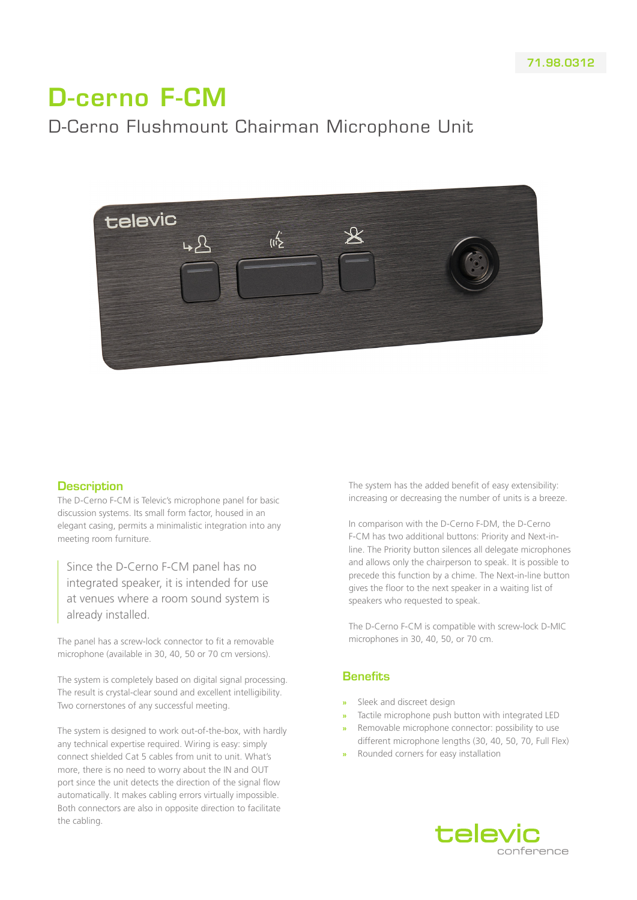71.98.0312

# D-cerno F-CM

## D-Cerno Flushmount Chairman Microphone Unit

## Description

The D-Cerno F-CM is Televic's microphone panel for basic discussion systems. Its small form factor, housed in an elegant casing, permits a minimalistic integration into any meeting room furniture.

> Since the D-Cerno F-CM panel has no integrated speaker, it is intended for use at venues where a room sound system is already installed.

The panel has a screw-lock connector to fit a removable microphone (available in 30, 40, 50 or 70 cm versions).

The system is completely based on digital signal processing. The result is crystal-clear sound and excellent intelligibility. Two cornerstones of any successful meeting.

The system is designed to work out-of-the-box, with hardly any technical expertise required. Wiring is easy: simply connect shielded Cat 5 cables from unit to unit. What's more, there is no need to worry about the IN and OUT port since the unit detects the direction of the signal flow automatically. It makes cabling errors virtually impossible. Both connectors are also in opposite direction to facilitate the cabling.

The system has the added benefit of easy extensibility: increasing or decreasing the number of units is a breeze.

In comparison with the D-Cerno F-DM, the D-Cerno F-CM has two additional buttons: Priority and Next-in-line. The Priority button silences all delegate microphones and allows only the chairperson to speak. It is possible to precede this function by a chime. The Next-in-line button gives the floor to the next speaker in a waiting list of speakers who requested to speak.

The D-Cerno F-CM is compatible with screw-lock D-MIC microphones in 30, 40, 50, or 70 cm.

## Benefits

- Sleek and discreet design
- Tactile microphone push button with integrated LED
- Removable microphone connector: possibility to use different microphone lengths (30, 40, 50, 70, Full Flex)
- Rounded corners for easy installation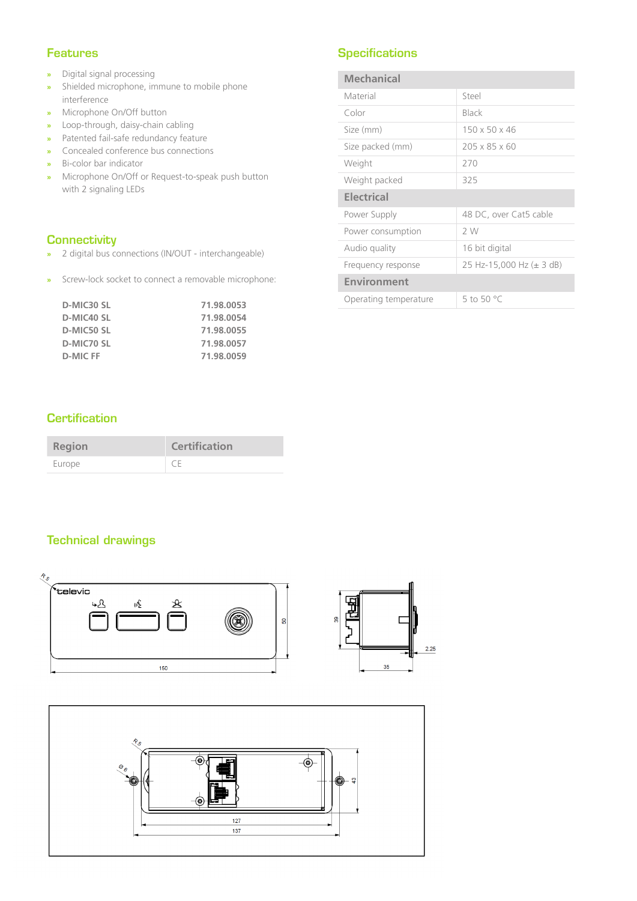## Features

- Digital signal processing
- Shielded microphone, immune to mobile phone interference
- Microphone On/Off button
- Loop-through, daisy-chain cabling
- Patented fail-safe redundancy feature
- Concealed conference bus connections
- Bi-color bar indicator
- Microphone On/Off or Request-to-speak push button with 2 signaling LEDs

## Connectivity

- 2 digital bus connections (IN/OUT - interchangeable)
- Screw-lock socket to connect a removable microphone:

| | |
|---|---|
| **D-MIC30 SL** | **71.98.0053** |
| **D-MIC40 SL** | **71.98.0054** |
| **D-MIC50 SL** | **71.98.0055** |
| **D-MIC70 SL** | **71.98.0057** |
| **D-MIC FF** | **71.98.0059** |

## Certification

| Region | Certification |
|---|---|
| Europe | CE |

## Specifications

| Mechanical | |
|---|---|
| Material | Steel |
| Color | Black |
| Size (mm) | 150 x 50 x 46 |
| Size packed (mm) | 205 x 85 x 60 |
| Weight | 270 |
| Weight packed | 325 |
| **Electrical** | |
| Power Supply | 48 DC, over Cat5 cable |
| Power consumption | 2 W |
| Audio quality | 16 bit digital |
| Frequency response | 25 Hz-15,000 Hz (± 3 dB) |
| **Environment** | |
| Operating temperature | 5 to 50 °C |

## Technical drawings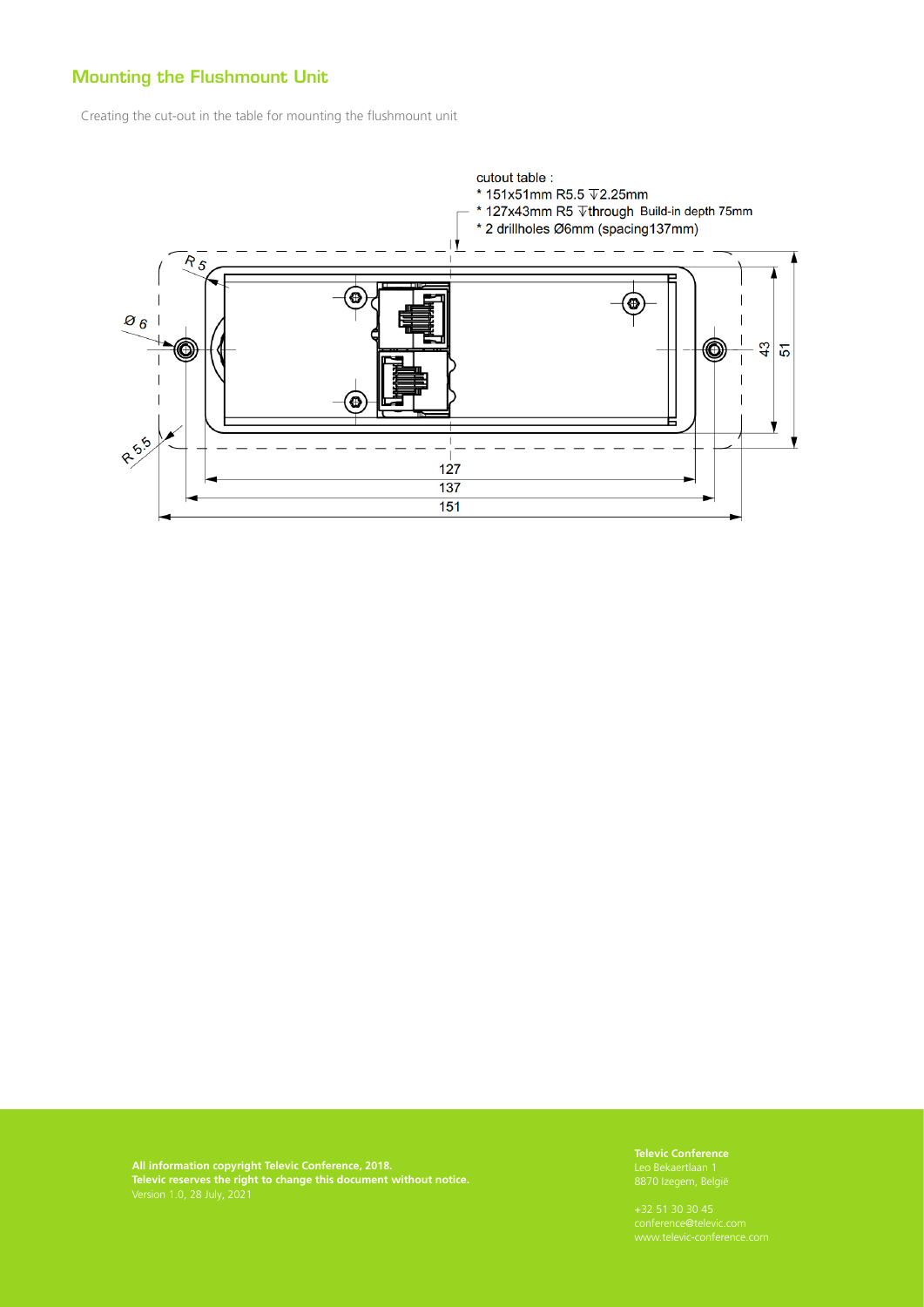## Mounting the Flushmount Unit

Creating the cut-out in the table for mounting the flushmount unit

cutout table :

* 151x51mm R5.5 ↧2.25mm
* 127x43mm R5 ↧through Build-in depth 75mm
* 2 drillholes Ø6mm (spacing137mm)

R 5

Ø 6

R 5.5

43

51

127

137

151

**All information copyright Televic Conference, 2018.**
**Televic reserves the right to change this document without notice.**
Version 1.0, 28 July, 2021

**Televic Conference**
Leo Bekaertlaan 1
8870 Izegem, België

+32 51 30 30 45
conference@televic.com
www.televic-conference.com